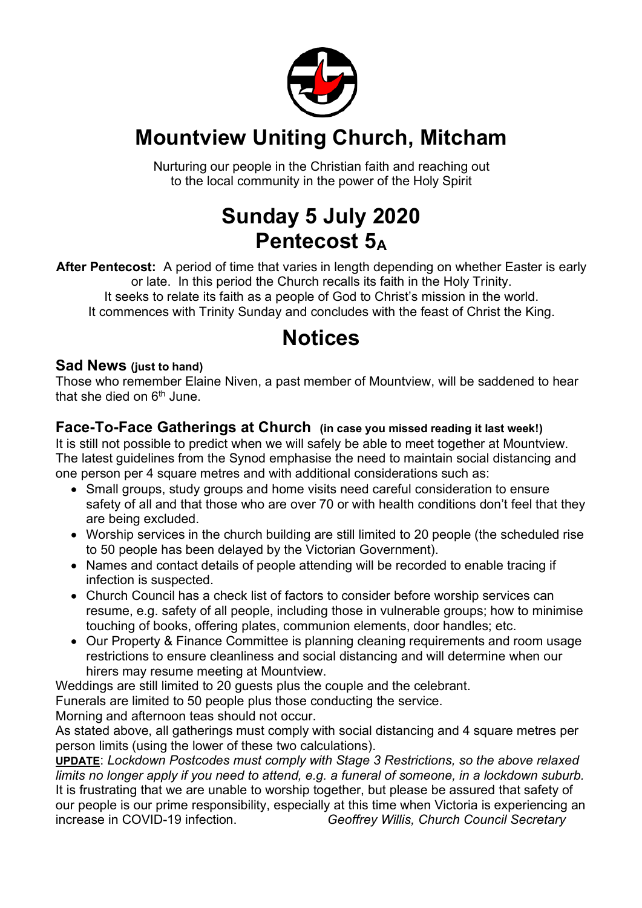# Mountview Uniting Church, Mitcham

Nurturing our people in the Christian faith and reaching out
to the local community in the power of the Holy Spirit

# Sunday 5 July 2020
# Pentecost $5_A$

**After Pentecost:** A period of time that varies in length depending on whether Easter is early or late. In this period the Church recalls its faith in the Holy Trinity.
It seeks to relate its faith as a people of God to Christ's mission in the world.
It commences with Trinity Sunday and concludes with the feast of Christ the King.

# Notices

### Sad News (just to hand)

Those who remember Elaine Niven, a past member of Mountview, will be saddened to hear that she died on 6th June.

### Face-To-Face Gatherings at Church (in case you missed reading it last week!)

It is still not possible to predict when we will safely be able to meet together at Mountview. The latest guidelines from the Synod emphasise the need to maintain social distancing and one person per 4 square metres and with additional considerations such as:

- Small groups, study groups and home visits need careful consideration to ensure safety of all and that those who are over 70 or with health conditions don't feel that they are being excluded.
- Worship services in the church building are still limited to 20 people (the scheduled rise to 50 people has been delayed by the Victorian Government).
- Names and contact details of people attending will be recorded to enable tracing if infection is suspected.
- Church Council has a check list of factors to consider before worship services can resume, e.g. safety of all people, including those in vulnerable groups; how to minimise touching of books, offering plates, communion elements, door handles; etc.
- Our Property & Finance Committee is planning cleaning requirements and room usage restrictions to ensure cleanliness and social distancing and will determine when our hirers may resume meeting at Mountview.

Weddings are still limited to 20 guests plus the couple and the celebrant.
Funerals are limited to 50 people plus those conducting the service.
Morning and afternoon teas should not occur.
As stated above, all gatherings must comply with social distancing and 4 square metres per person limits (using the lower of these two calculations).

**UPDATE**: *Lockdown Postcodes must comply with Stage 3 Restrictions, so the above relaxed limits no longer apply if you need to attend, e.g. a funeral of someone, in a lockdown suburb.*
It is frustrating that we are unable to worship together, but please be assured that safety of our people is our prime responsibility, especially at this time when Victoria is experiencing an increase in COVID-19 infection. *Geoffrey Willis, Church Council Secretary*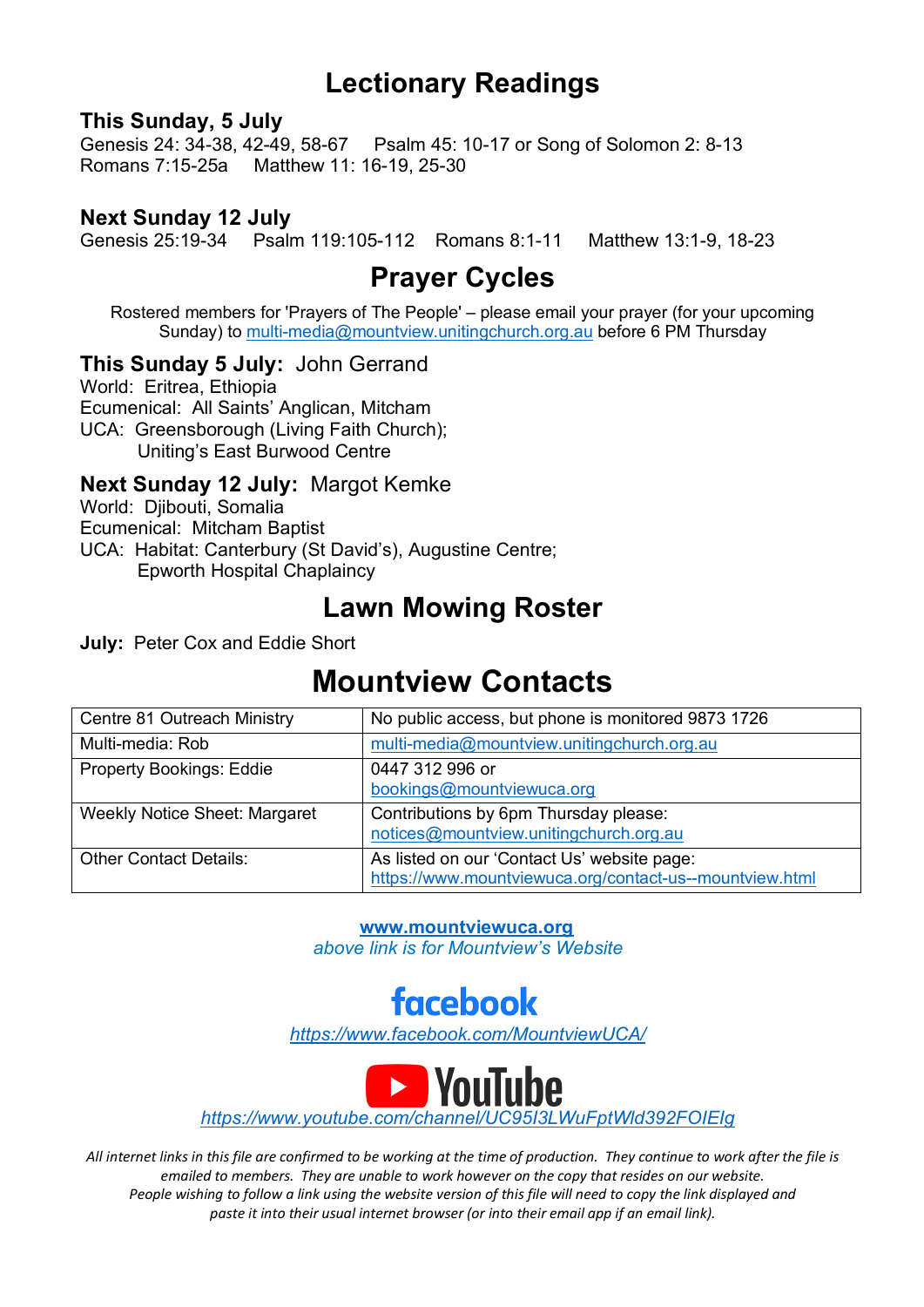## Lectionary Readings

**This Sunday, 5 July**
Genesis 24: 34-38, 42-49, 58-67  Psalm 45: 10-17 or Song of Solomon 2: 8-13
Romans 7:15-25a  Matthew 11: 16-19, 25-30

**Next Sunday 12 July**
Genesis 25:19-34  Psalm 119:105-112  Romans 8:1-11  Matthew 13:1-9, 18-23

## Prayer Cycles

Rostered members for 'Prayers of The People' – please email your prayer (for your upcoming Sunday) to multi-media@mountview.unitingchurch.org.au before 6 PM Thursday

**This Sunday 5 July:** John Gerrand
World: Eritrea, Ethiopia
Ecumenical: All Saints' Anglican, Mitcham
UCA: Greensborough (Living Faith Church);
Uniting's East Burwood Centre

**Next Sunday 12 July:** Margot Kemke
World: Djibouti, Somalia
Ecumenical: Mitcham Baptist
UCA: Habitat: Canterbury (St David's), Augustine Centre;
Epworth Hospital Chaplaincy

## Lawn Mowing Roster

**July:** Peter Cox and Eddie Short

# Mountview Contacts

| | |
|---|---|
| Centre 81 Outreach Ministry | No public access, but phone is monitored 9873 1726 |
| Multi-media: Rob | multi-media@mountview.unitingchurch.org.au |
| Property Bookings: Eddie | 0447 312 996 or bookings@mountviewuca.org |
| Weekly Notice Sheet: Margaret | Contributions by 6pm Thursday please: notices@mountview.unitingchurch.org.au |
| Other Contact Details: | As listed on our 'Contact Us' website page: https://www.mountviewuca.org/contact-us--mountview.html |

**www.mountviewuca.org**
*above link is for Mountview's Website*

facebook
*https://www.facebook.com/MountviewUCA/*

YouTube
*https://www.youtube.com/channel/UC95I3LWuFptWld392FOIEIg*

*All internet links in this file are confirmed to be working at the time of production. They continue to work after the file is emailed to members. They are unable to work however on the copy that resides on our website. People wishing to follow a link using the website version of this file will need to copy the link displayed and paste it into their usual internet browser (or into their email app if an email link).*